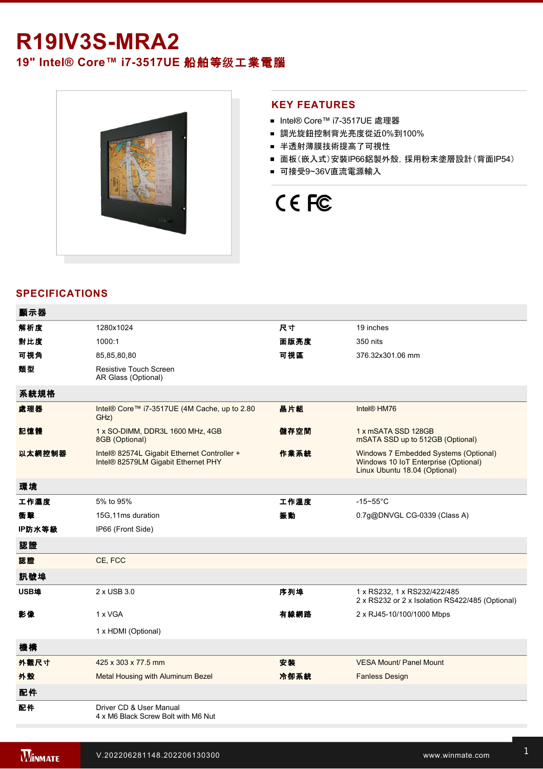# R19IV3S-MRA2

## 19" Intel® Core™ i7-3517UE 船舶等级工業電腦

## KEY FEATURES

- Intel® Core™ i7-3517UE 處理器
- 調光旋鈕控制背光亮度從近0%到100%
- 半透射薄膜技術提高了可視性
- 面板（嵌入式）安裝IP66鋁製外殼，採用粉末塗層設計（背面IP54）
- 可接受9~36V直流電源輸入

## SPECIFICATIONS

| | | | |
|---|---|---|---|
| **顯示器** | | | |
| **解析度** | 1280x1024 | **尺寸** | 19 inches |
| **對比度** | 1000:1 | **面版亮度** | 350 nits |
| **可視角** | 85,85,80,80 | **可視區** | 376.32x301.06 mm |
| **類型** | Resistive Touch Screen<br>AR Glass (Optional) | | |
| **系統規格** | | | |
| **處理器** | Intel® Core™ i7-3517UE (4M Cache, up to 2.80 GHz) | **晶片組** | Intel® HM76 |
| **記憶體** | 1 x SO-DIMM, DDR3L 1600 MHz, 4GB<br>8GB (Optional) | **儲存空間** | 1 x mSATA SSD 128GB<br>mSATA SSD up to 512GB (Optional) |
| **以太網控制器** | Intel® 82574L Gigabit Ethernet Controller +<br>Intel® 82579LM Gigabit Ethernet PHY | **作業系統** | Windows 7 Embedded Systems (Optional)<br>Windows 10 IoT Enterprise (Optional)<br>Linux Ubuntu 18.04 (Optional) |
| **環境** | | | |
| **工作濕度** | 5% to 95% | **工作溫度** | -15~55°C |
| **衝擊** | 15G,11ms duration | **振動** | 0.7g@DNVGL CG-0339 (Class A) |
| **IP防水等級** | IP66 (Front Side) | | |
| **認證** | | | |
| **認證** | CE, FCC | | |
| **訊號埠** | | | |
| **USB埠** | 2 x USB 3.0 | **序列埠** | 1 x RS232, 1 x RS232/422/485<br>2 x RS232 or 2 x Isolation RS422/485 (Optional) |
| **影像** | 1 x VGA<br>1 x HDMI (Optional) | **有線網路** | 2 x RJ45-10/100/1000 Mbps |
| **機構** | | | |
| **外觀尺寸** | 425 x 303 x 77.5 mm | **安裝** | VESA Mount/ Panel Mount |
| **外殼** | Metal Housing with Aluminum Bezel | **冷卻系統** | Fanless Design |
| **配件** | | | |
| **配件** | Driver CD & User Manual<br>4 x M6 Black Screw Bolt with M6 Nut | | |

V.202206281148.202206130300

www.winmate.com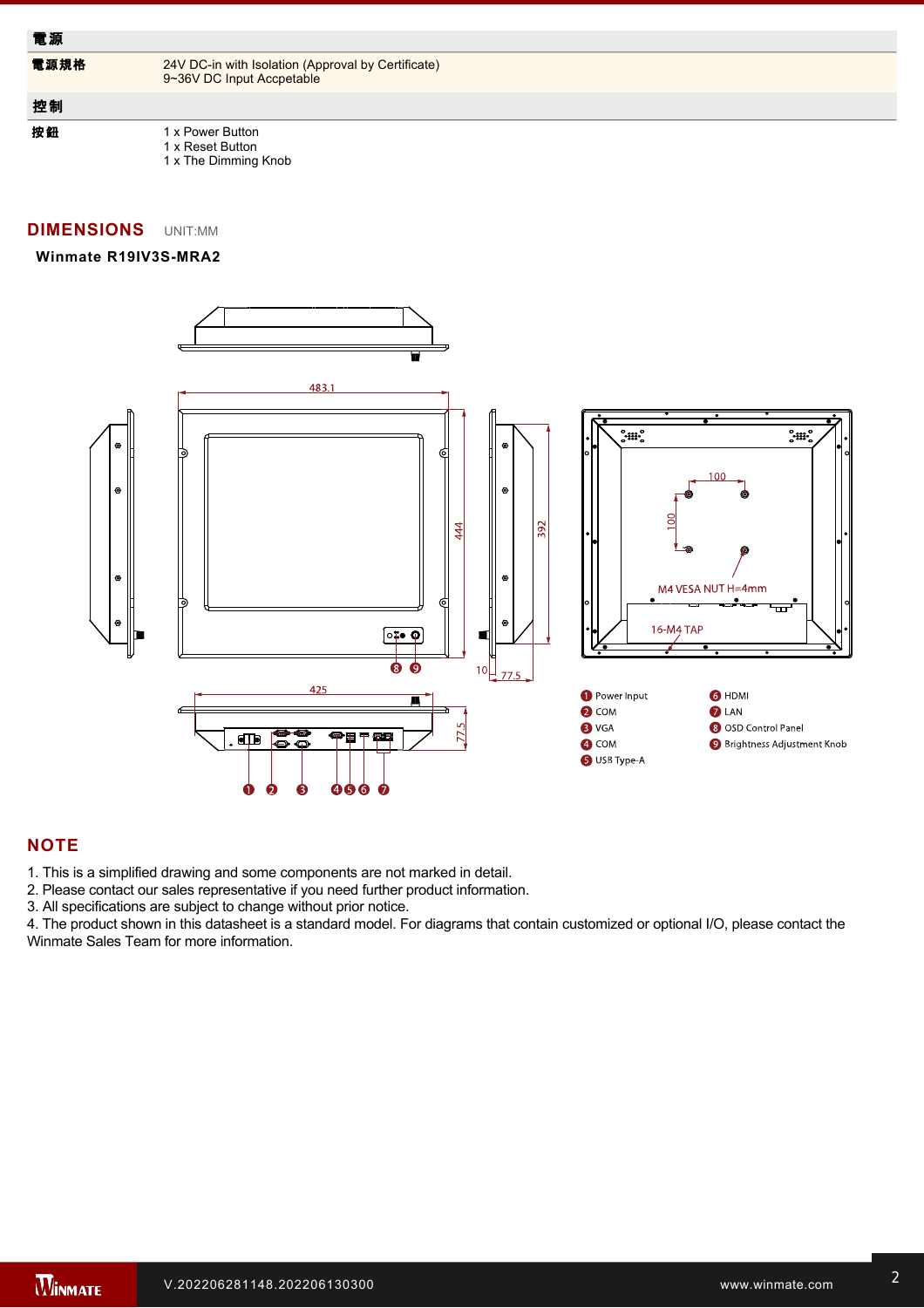| | |
|---|---|
| **電源** | |
| **電源規格** | 24V DC-in with Isolation (Approval by Certificate)<br>9~36V DC Input Accpetable |
| **控制** | |
| **按鈕** | 1 x Power Button<br>1 x Reset Button<br>1 x The Dimming Knob |

## DIMENSIONS UNIT:MM

**Winmate R19IV3S-MRA2**

483.1

444

392

10

77.5

100

100

M4 VESA NUT H=4mm

16-M4 TAP

425

77.5

1 Power Input
2 COM
3 VGA
4 COM
5 USB Type-A
6 HDMI
7 LAN
8 OSD Control Panel
9 Brightness Adjustment Knob

## NOTE

1. This is a simplified drawing and some components are not marked in detail.
2. Please contact our sales representative if you need further product information.
3. All specifications are subject to change without prior notice.
4. The product shown in this datasheet is a standard model. For diagrams that contain customized or optional I/O, please contact the Winmate Sales Team for more information.